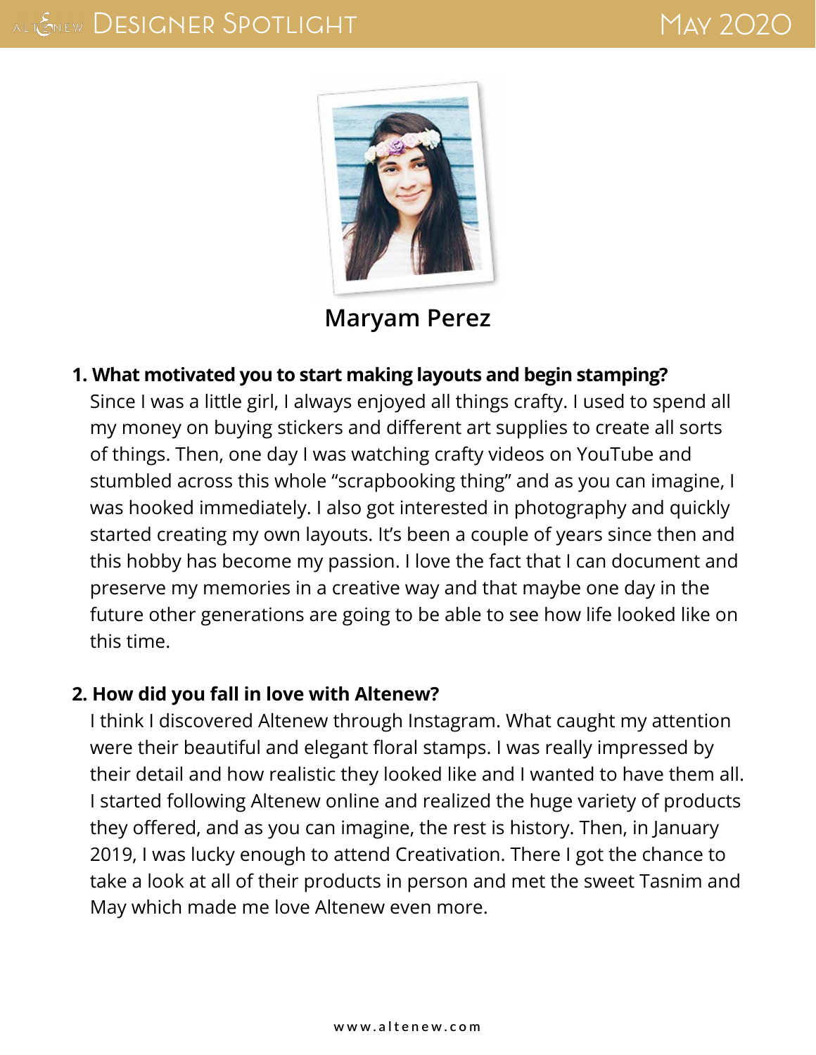# Designer Spotlight

May 2020

## Maryam Perez

**1. What motivated you to start making layouts and begin stamping?**

Since I was a little girl, I always enjoyed all things crafty. I used to spend all my money on buying stickers and different art supplies to create all sorts of things. Then, one day I was watching crafty videos on YouTube and stumbled across this whole "scrapbooking thing" and as you can imagine, I was hooked immediately. I also got interested in photography and quickly started creating my own layouts. It's been a couple of years since then and this hobby has become my passion. I love the fact that I can document and preserve my memories in a creative way and that maybe one day in the future other generations are going to be able to see how life looked like on this time.

**2. How did you fall in love with Altenew?**

I think I discovered Altenew through Instagram. What caught my attention were their beautiful and elegant floral stamps. I was really impressed by their detail and how realistic they looked like and I wanted to have them all. I started following Altenew online and realized the huge variety of products they offered, and as you can imagine, the rest is history. Then, in January 2019, I was lucky enough to attend Creativation. There I got the chance to take a look at all of their products in person and met the sweet Tasnim and May which made me love Altenew even more.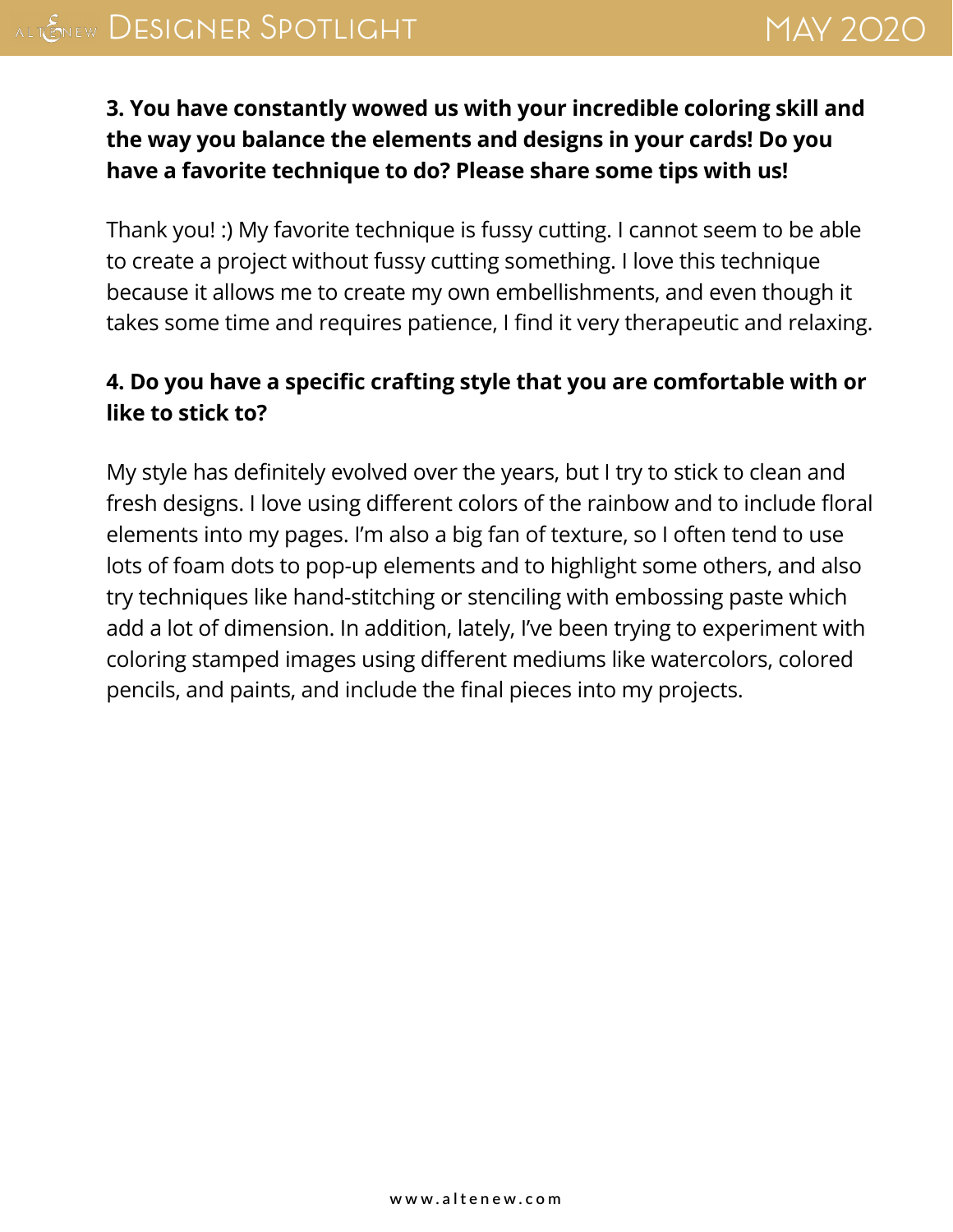**3. You have constantly wowed us with your incredible coloring skill and the way you balance the elements and designs in your cards! Do you have a favorite technique to do? Please share some tips with us!**

Thank you! :) My favorite technique is fussy cutting. I cannot seem to be able to create a project without fussy cutting something. I love this technique because it allows me to create my own embellishments, and even though it takes some time and requires patience, I find it very therapeutic and relaxing.

**4. Do you have a specific crafting style that you are comfortable with or like to stick to?**

My style has definitely evolved over the years, but I try to stick to clean and fresh designs. I love using different colors of the rainbow and to include floral elements into my pages. I'm also a big fan of texture, so I often tend to use lots of foam dots to pop-up elements and to highlight some others, and also try techniques like hand-stitching or stenciling with embossing paste which add a lot of dimension. In addition, lately, I've been trying to experiment with coloring stamped images using different mediums like watercolors, colored pencils, and paints, and include the final pieces into my projects.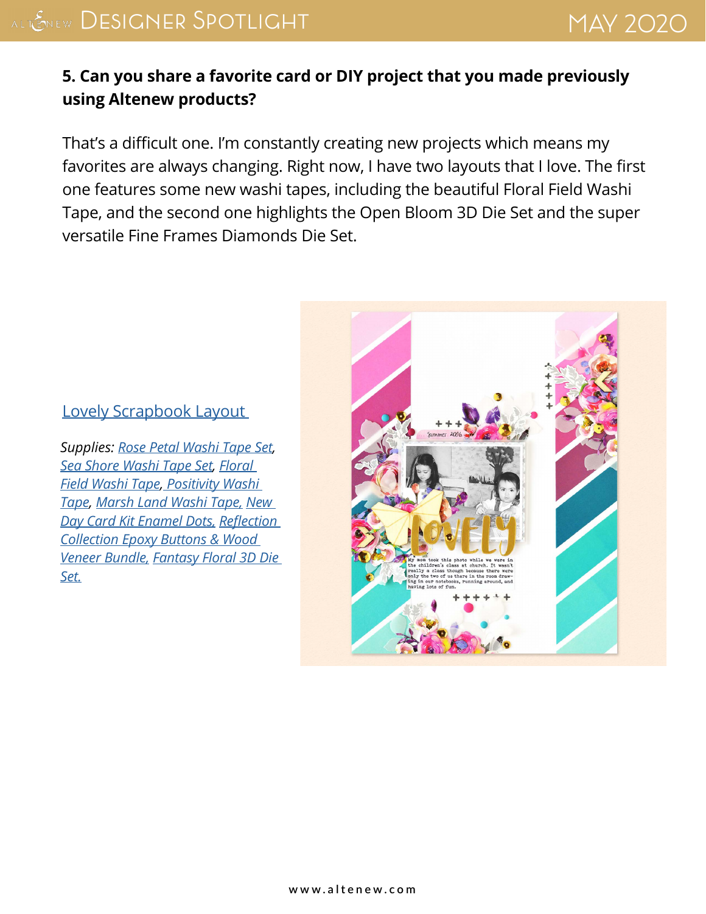**5. Can you share a favorite card or DIY project that you made previously using Altenew products?**

That's a difficult one. I'm constantly creating new projects which means my favorites are always changing. Right now, I have two layouts that I love. The first one features some new washi tapes, including the beautiful Floral Field Washi Tape, and the second one highlights the Open Bloom 3D Die Set and the super versatile Fine Frames Diamonds Die Set.

Lovely Scrapbook Layout

*Supplies: Rose Petal Washi Tape Set, Sea Shore Washi Tape Set, Floral Field Washi Tape, Positivity Washi Tape, Marsh Land Washi Tape, New Day Card Kit Enamel Dots, Reflection Collection Epoxy Buttons & Wood Veneer Bundle, Fantasy Floral 3D Die Set.*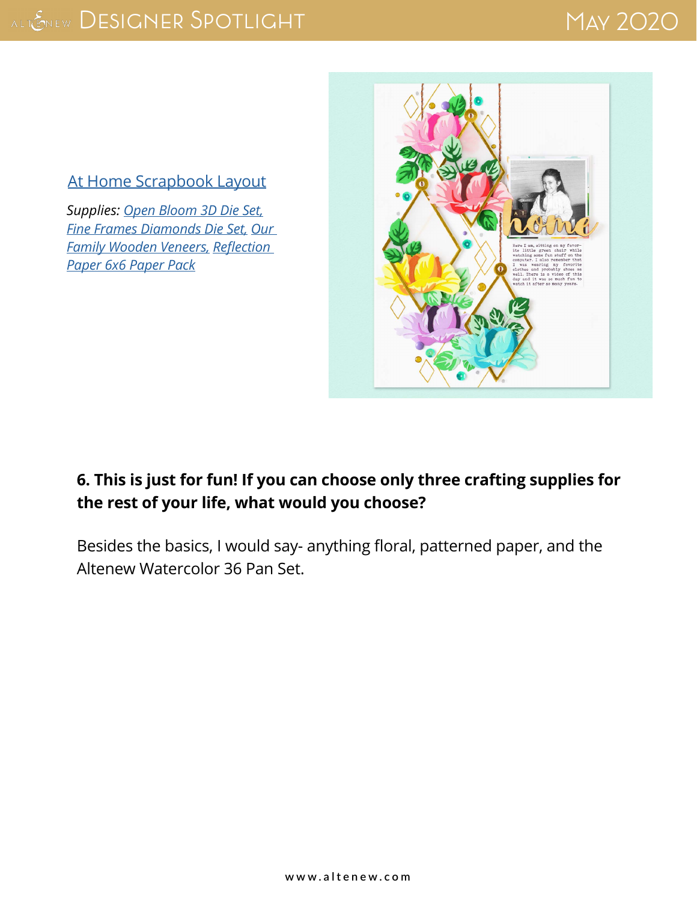[At Home Scrapbook Layout]

*Supplies:* [Open Bloom 3D Die Set], [Fine Frames Diamonds Die Set], [Our Family Wooden Veneers], [Reflection Paper 6x6 Paper Pack]

**6. This is just for fun! If you can choose only three crafting supplies for the rest of your life, what would you choose?**

Besides the basics, I would say- anything floral, patterned paper, and the Altenew Watercolor 36 Pan Set.